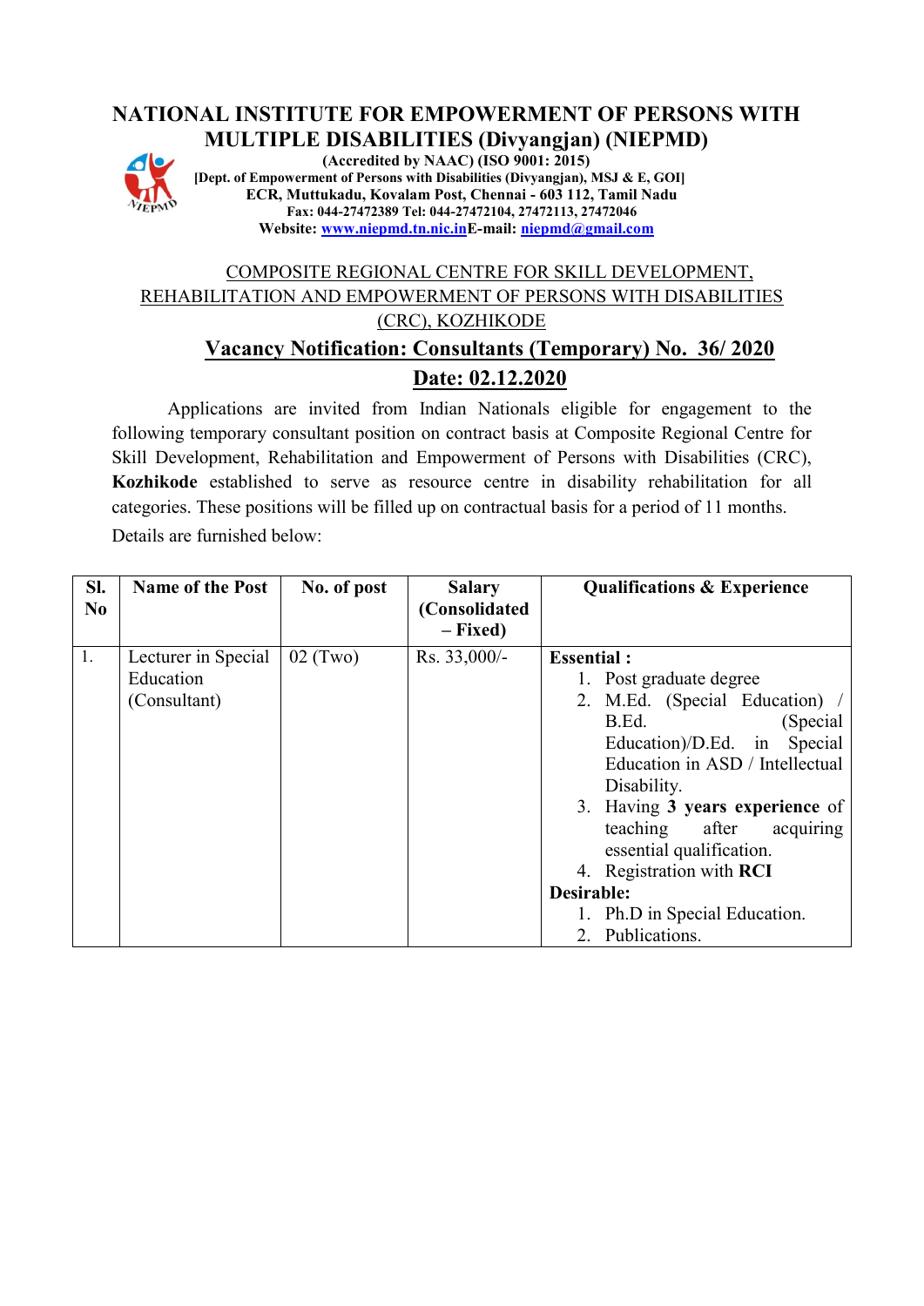# NATIONAL INSTITUTE FOR EMPOWERMENT OF PERSONS WITH MULTIPLE DISABILITIES (Divyangjan) (NIEPMD)

**(Accredited by NAAC) (ISO 9001: 2015)**
**[Dept. of Empowerment of Persons with Disabilities (Divyangjan), MSJ & E, GOI]**
**ECR, Muttukadu, Kovalam Post, Chennai - 603 112, Tamil Nadu**
**Fax: 044-27472389 Tel: 044-27472104, 27472113, 27472046**
**Website: www.niepmd.tn.nic.in E-mail: niepmd@gmail.com**

COMPOSITE REGIONAL CENTRE FOR SKILL DEVELOPMENT, REHABILITATION AND EMPOWERMENT OF PERSONS WITH DISABILITIES (CRC), KOZHIKODE

## Vacancy Notification: Consultants (Temporary) No. 36/ 2020

## Date: 02.12.2020

Applications are invited from Indian Nationals eligible for engagement to the following temporary consultant position on contract basis at Composite Regional Centre for Skill Development, Rehabilitation and Empowerment of Persons with Disabilities (CRC), **Kozhikode** established to serve as resource centre in disability rehabilitation for all categories. These positions will be filled up on contractual basis for a period of 11 months.

Details are furnished below:

| Sl. No | Name of the Post | No. of post | Salary (Consolidated – Fixed) | Qualifications & Experience |
|---|---|---|---|---|
| 1. | Lecturer in Special Education (Consultant) | 02 (Two) | Rs. 33,000/- | **Essential :**<br>1. Post graduate degree<br>2. M.Ed. (Special Education) / B.Ed. (Special Education)/D.Ed. in Special Education in ASD / Intellectual Disability.<br>3. Having **3 years experience** of teaching after acquiring essential qualification.<br>4. Registration with **RCI**<br>**Desirable:**<br>1. Ph.D in Special Education.<br>2. Publications. |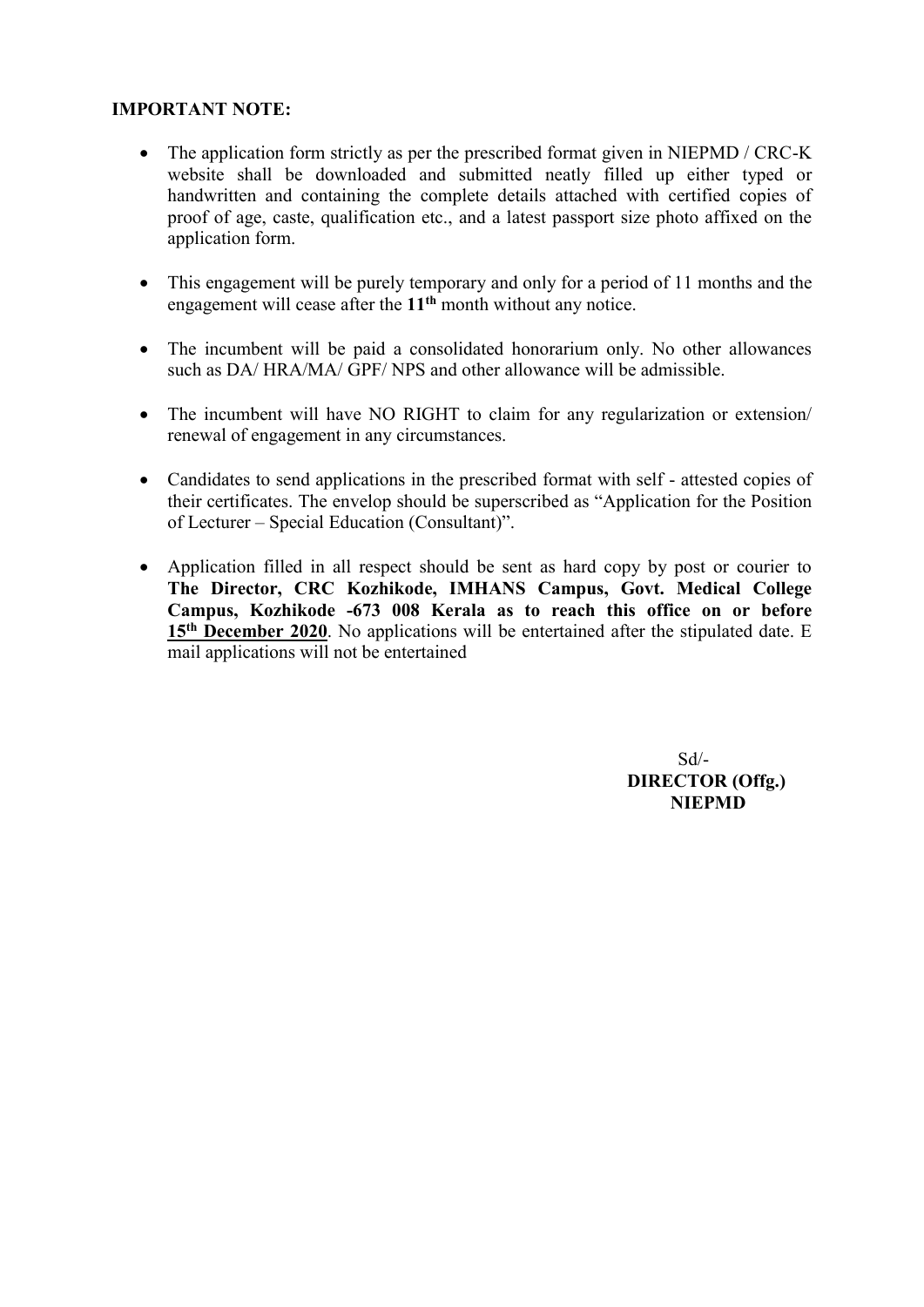**IMPORTANT NOTE:**

- The application form strictly as per the prescribed format given in NIEPMD / CRC-K website shall be downloaded and submitted neatly filled up either typed or handwritten and containing the complete details attached with certified copies of proof of age, caste, qualification etc., and a latest passport size photo affixed on the application form.
- This engagement will be purely temporary and only for a period of 11 months and the engagement will cease after the **11th** month without any notice.
- The incumbent will be paid a consolidated honorarium only. No other allowances such as DA/ HRA/MA/ GPF/ NPS and other allowance will be admissible.
- The incumbent will have NO RIGHT to claim for any regularization or extension/ renewal of engagement in any circumstances.
- Candidates to send applications in the prescribed format with self - attested copies of their certificates. The envelop should be superscribed as "Application for the Position of Lecturer – Special Education (Consultant)".
- Application filled in all respect should be sent as hard copy by post or courier to **The Director, CRC Kozhikode, IMHANS Campus, Govt. Medical College Campus, Kozhikode -673 008 Kerala as to reach this office on or before 15th December 2020**. No applications will be entertained after the stipulated date. E mail applications will not be entertained

Sd/-
**DIRECTOR (Offg.)**
**NIEPMD**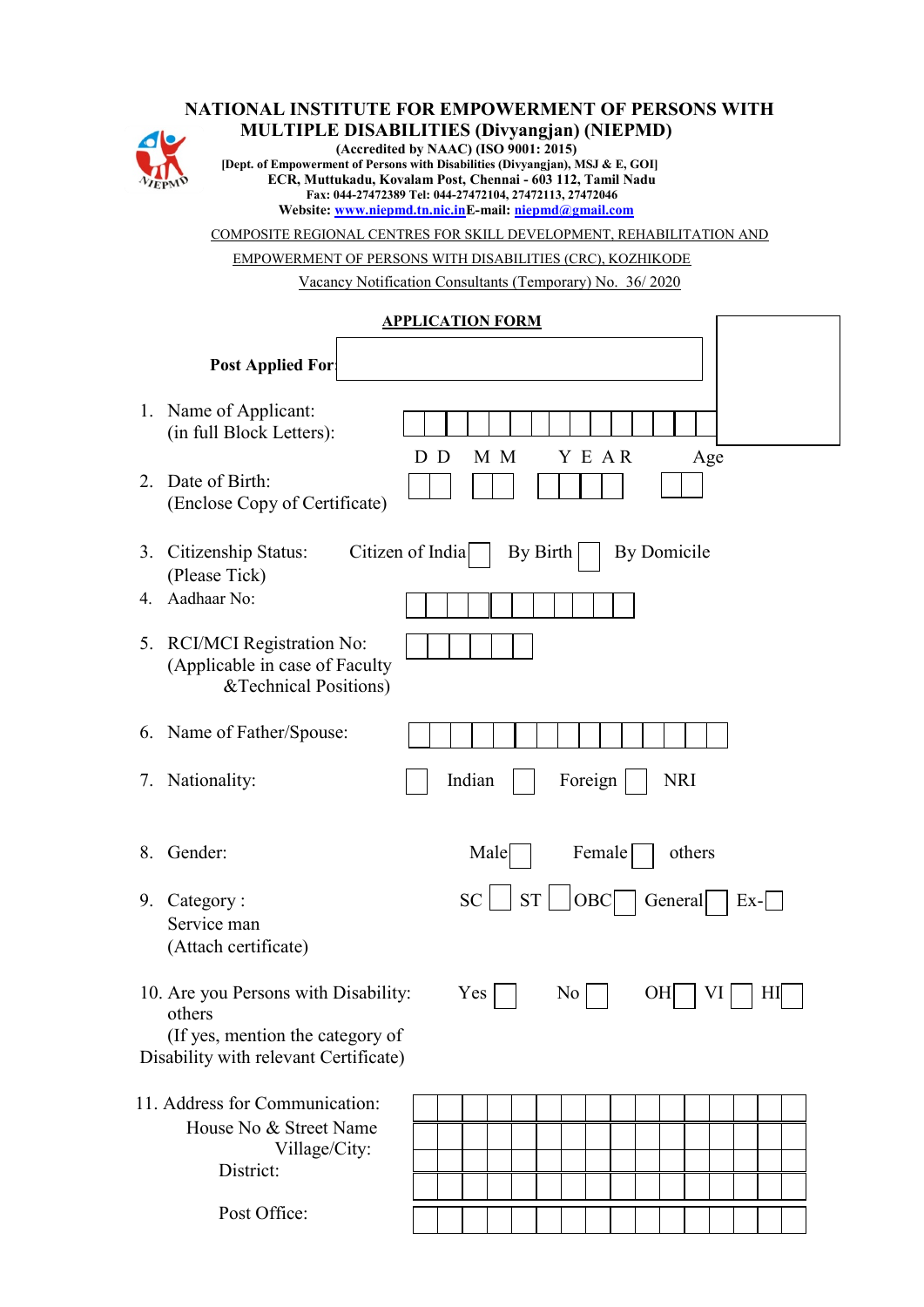# NATIONAL INSTITUTE FOR EMPOWERMENT OF PERSONS WITH MULTIPLE DISABILITIES (Divyangjan) (NIEPMD)

**(Accredited by NAAC) (ISO 9001: 2015)**

**[Dept. of Empowerment of Persons with Disabilities (Divyangjan), MSJ & E, GOI]**

**ECR, Muttukadu, Kovalam Post, Chennai - 603 112, Tamil Nadu**

**Fax: 044-27472389 Tel: 044-27472104, 27472113, 27472046**

**Website: www.niepmd.tn.nic.in E-mail: niepmd@gmail.com**

COMPOSITE REGIONAL CENTRES FOR SKILL DEVELOPMENT, REHABILITATION AND EMPOWERMENT OF PERSONS WITH DISABILITIES (CRC), KOZHIKODE

Vacancy Notification Consultants (Temporary) No. 36/ 2020

## APPLICATION FORM

**Post Applied For:** ☐

1. Name of Applicant: (in full Block Letters): ☐☐☐☐☐☐☐☐☐☐☐☐☐☐☐
2. Date of Birth: (Enclose Copy of Certificate)
   D D ☐☐ M M ☐☐ Y E A R ☐☐☐☐ Age ☐☐
3. Citizenship Status: (Please Tick) Citizen of India ☐ By Birth ☐ By Domicile
4. Aadhaar No: ☐☐☐☐☐☐☐☐☐☐☐☐
5. RCI/MCI Registration No: (Applicable in case of Faculty &Technical Positions) ☐☐☐☐☐☐
6. Name of Father/Spouse: ☐☐☐☐☐☐☐☐☐☐☐☐☐☐☐
7. Nationality: ☐ Indian ☐ Foreign ☐ NRI
8. Gender: Male ☐ Female ☐ others
9. Category : SC ☐ ST ☐ OBC ☐ General ☐ Ex-☐ Service man (Attach certificate)
10. Are you Persons with Disability: Yes ☐ No ☐ OH ☐ VI ☐ HI ☐ others (If yes, mention the category of Disability with relevant Certificate)
11. Address for Communication:
    House No & Street Name ☐☐☐☐☐☐☐☐☐☐☐☐☐☐☐☐
    Village/City: ☐☐☐☐☐☐☐☐☐☐☐☐☐☐☐☐
    District: ☐☐☐☐☐☐☐☐☐☐☐☐☐☐☐☐
    Post Office: ☐☐☐☐☐☐☐☐☐☐☐☐☐☐☐☐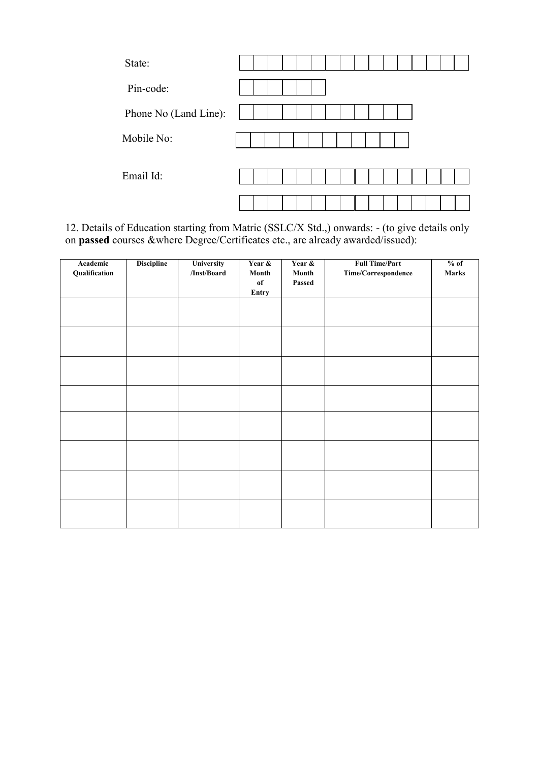State:

Pin-code:

Phone No (Land Line):

Mobile No:

Email Id:

12. Details of Education starting from Matric (SSLC/X Std.,) onwards: - (to give details only on **passed** courses &where Degree/Certificates etc., are already awarded/issued):

| Academic Qualification | Discipline | University /Inst/Board | Year & Month of Entry | Year & Month Passed | Full Time/Part Time/Correspondence | % of Marks |
|---|---|---|---|---|---|---|
| | | | | | | |
| | | | | | | |
| | | | | | | |
| | | | | | | |
| | | | | | | |
| | | | | | | |
| | | | | | | |
| | | | | | | |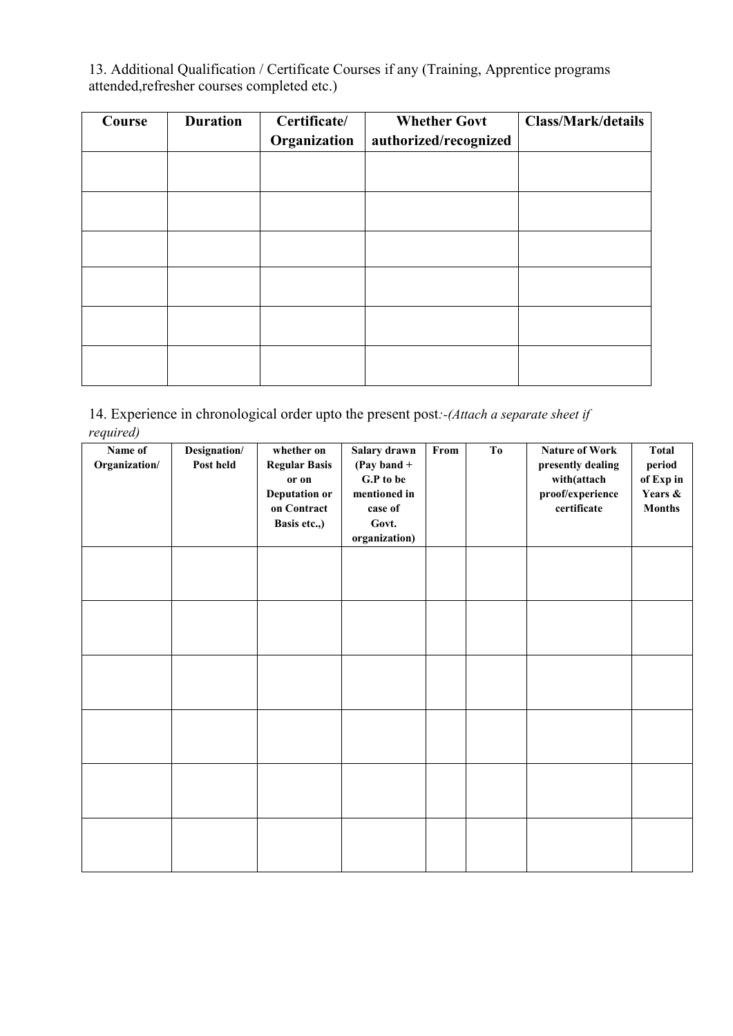13. Additional Qualification / Certificate Courses if any (Training, Apprentice programs attended,refresher courses completed etc.)

| Course | Duration | Certificate/ Organization | Whether Govt authorized/recognized | Class/Mark/details |
|---|---|---|---|---|
| | | | | |
| | | | | |
| | | | | |
| | | | | |
| | | | | |
| | | | | |

14. Experience in chronological order upto the present post:-*(Attach a separate sheet if required)*

| Name of Organization/ | Designation/ Post held | whether on Regular Basis or on Deputation or on Contract Basis etc.,) | Salary drawn (Pay band + G.P to be mentioned in case of Govt. organization) | From | To | Nature of Work presently dealing with(attach proof/experience certificate | Total period of Exp in Years & Months |
|---|---|---|---|---|---|---|---|
| | | | | | | | |
| | | | | | | | |
| | | | | | | | |
| | | | | | | | |
| | | | | | | | |
| | | | | | | | |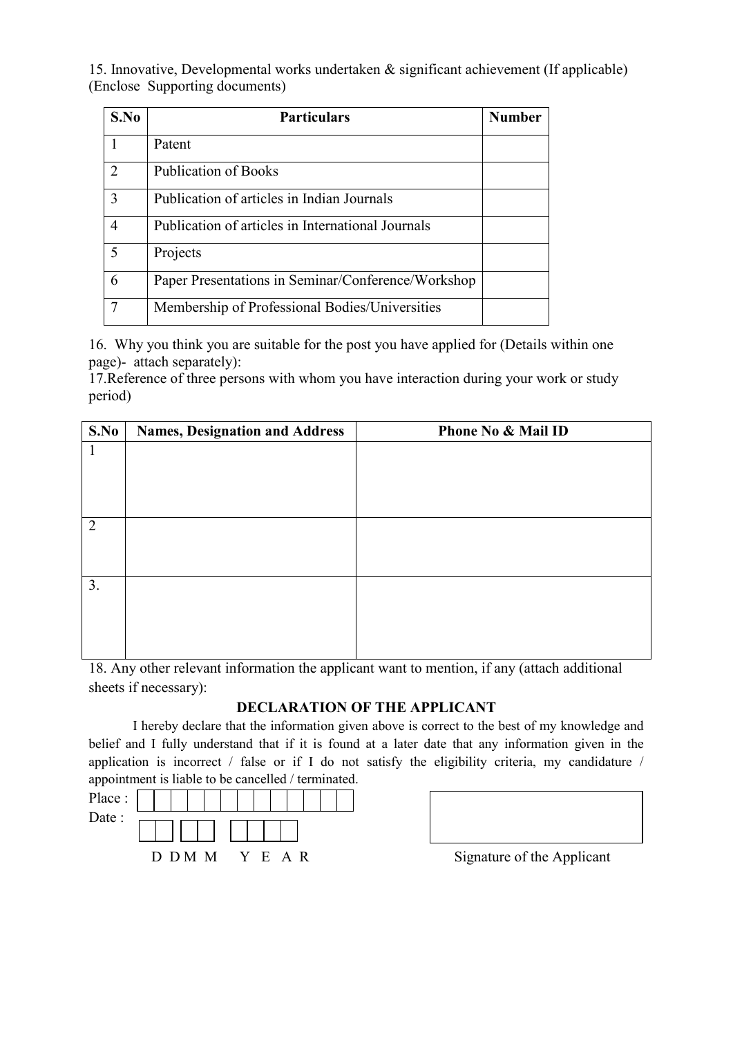15. Innovative, Developmental works undertaken & significant achievement (If applicable) (Enclose Supporting documents)

| S.No | Particulars | Number |
|---|---|---|
| 1 | Patent | |
| 2 | Publication of Books | |
| 3 | Publication of articles in Indian Journals | |
| 4 | Publication of articles in International Journals | |
| 5 | Projects | |
| 6 | Paper Presentations in Seminar/Conference/Workshop | |
| 7 | Membership of Professional Bodies/Universities | |

16. Why you think you are suitable for the post you have applied for (Details within one page)- attach separately):

17.Reference of three persons with whom you have interaction during your work or study period)

| S.No | Names, Designation and Address | Phone No & Mail ID |
|---|---|---|
| 1 | | |
| 2 | | |
| 3. | | |

18. Any other relevant information the applicant want to mention, if any (attach additional sheets if necessary):

## DECLARATION OF THE APPLICANT

I hereby declare that the information given above is correct to the best of my knowledge and belief and I fully understand that if it is found at a later date that any information given in the application is incorrect / false or if I do not satisfy the eligibility criteria, my candidature / appointment is liable to be cancelled / terminated.

Place :

Date :

D D M M Y E A R

Signature of the Applicant